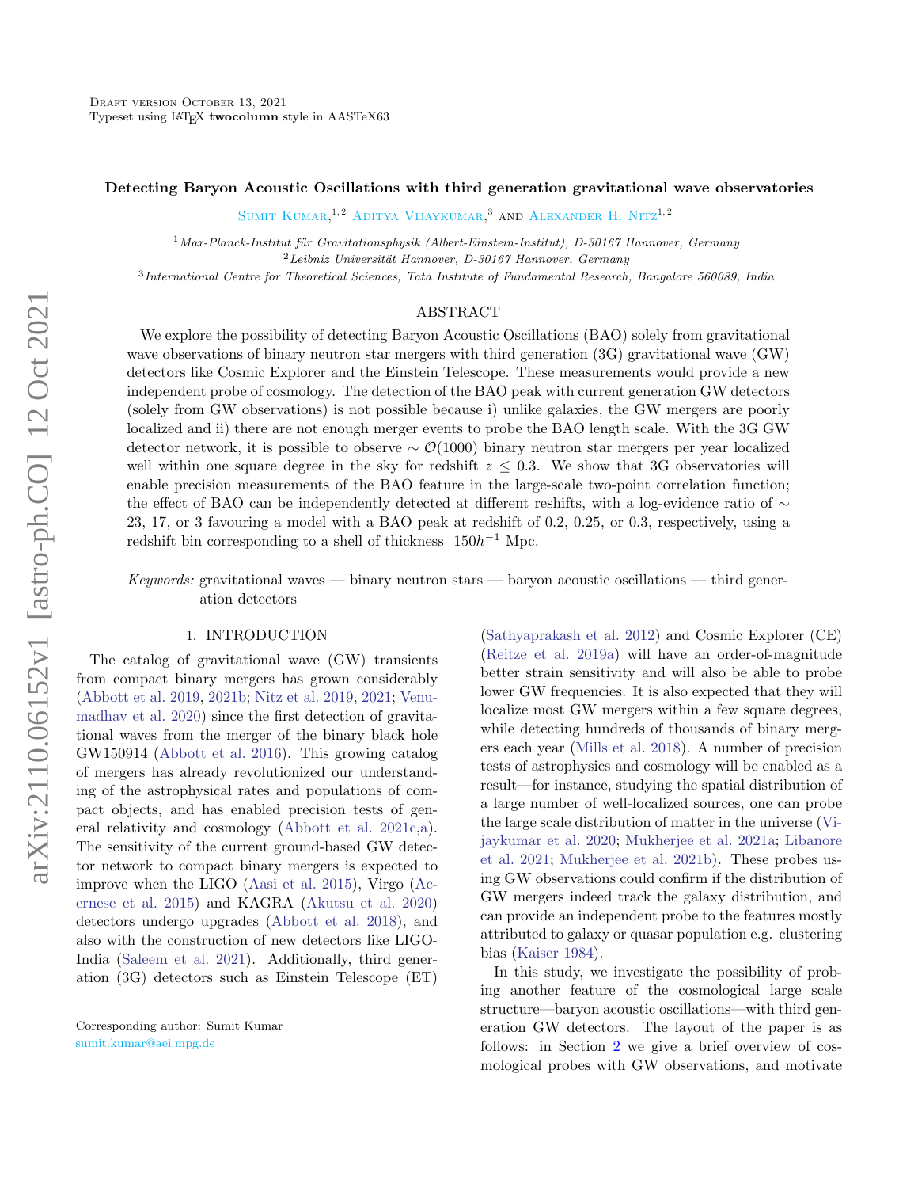Draft version October 13, 2021

Typeset using LaTeX **twocolumn** style in AASTeX63

# Detecting Baryon Acoustic Oscillations with third generation gravitational wave observatories

Sumit Kumar,[1,2] Aditya Vijaykumar,[3] and Alexander H. Nitz[1,2]

[1] *Max-Planck-Institut für Gravitationsphysik (Albert-Einstein-Institut), D-30167 Hannover, Germany*

[2] *Leibniz Universität Hannover, D-30167 Hannover, Germany*

[3] *International Centre for Theoretical Sciences, Tata Institute of Fundamental Research, Bangalore 560089, India*

## ABSTRACT

We explore the possibility of detecting Baryon Acoustic Oscillations (BAO) solely from gravitational wave observations of binary neutron star mergers with third generation (3G) gravitational wave (GW) detectors like Cosmic Explorer and the Einstein Telescope. These measurements would provide a new independent probe of cosmology. The detection of the BAO peak with current generation GW detectors (solely from GW observations) is not possible because i) unlike galaxies, the GW mergers are poorly localized and ii) there are not enough merger events to probe the BAO length scale. With the 3G GW detector network, it is possible to observe $\sim \mathcal{O}(1000)$ binary neutron star mergers per year localized well within one square degree in the sky for redshift $z \leq 0.3$. We show that 3G observatories will enable precision measurements of the BAO feature in the large-scale two-point correlation function; the effect of BAO can be independently detected at different reshifts, with a log-evidence ratio of $\sim$ 23, 17, or 3 favouring a model with a BAO peak at redshift of 0.2, 0.25, or 0.3, respectively, using a redshift bin corresponding to a shell of thickness $150h^{-1}$ Mpc.

*Keywords:* gravitational waves — binary neutron stars — baryon acoustic oscillations — third generation detectors

## 1. INTRODUCTION

The catalog of gravitational wave (GW) transients from compact binary mergers has grown considerably (Abbott et al. 2019, 2021b; Nitz et al. 2019, 2021; Venumadhav et al. 2020) since the first detection of gravitational waves from the merger of the binary black hole GW150914 (Abbott et al. 2016). This growing catalog of mergers has already revolutionized our understanding of the astrophysical rates and populations of compact objects, and has enabled precision tests of general relativity and cosmology (Abbott et al. 2021c,a). The sensitivity of the current ground-based GW detector network to compact binary mergers is expected to improve when the LIGO (Aasi et al. 2015), Virgo (Acernese et al. 2015) and KAGRA (Akutsu et al. 2020) detectors undergo upgrades (Abbott et al. 2018), and also with the construction of new detectors like LIGO-India (Saleem et al. 2021). Additionally, third generation (3G) detectors such as Einstein Telescope (ET) (Sathyaprakash et al. 2012) and Cosmic Explorer (CE) (Reitze et al. 2019a) will have an order-of-magnitude better strain sensitivity and will also be able to probe lower GW frequencies. It is also expected that they will localize most GW mergers within a few square degrees, while detecting hundreds of thousands of binary mergers each year (Mills et al. 2018). A number of precision tests of astrophysics and cosmology will be enabled as a result—for instance, studying the spatial distribution of a large number of well-localized sources, one can probe the large scale distribution of matter in the universe (Vijaykumar et al. 2020; Mukherjee et al. 2021a; Libanore et al. 2021; Mukherjee et al. 2021b). These probes using GW observations could confirm if the distribution of GW mergers indeed track the galaxy distribution, and can provide an independent probe to the features mostly attributed to galaxy or quasar population e.g. clustering bias (Kaiser 1984).

In this study, we investigate the possibility of probing another feature of the cosmological large scale structure—baryon acoustic oscillations—with third generation GW detectors. The layout of the paper is as follows: in Section 2 we give a brief overview of cosmological probes with GW observations, and motivate

Corresponding author: Sumit Kumar

sumit.kumar@aei.mpg.de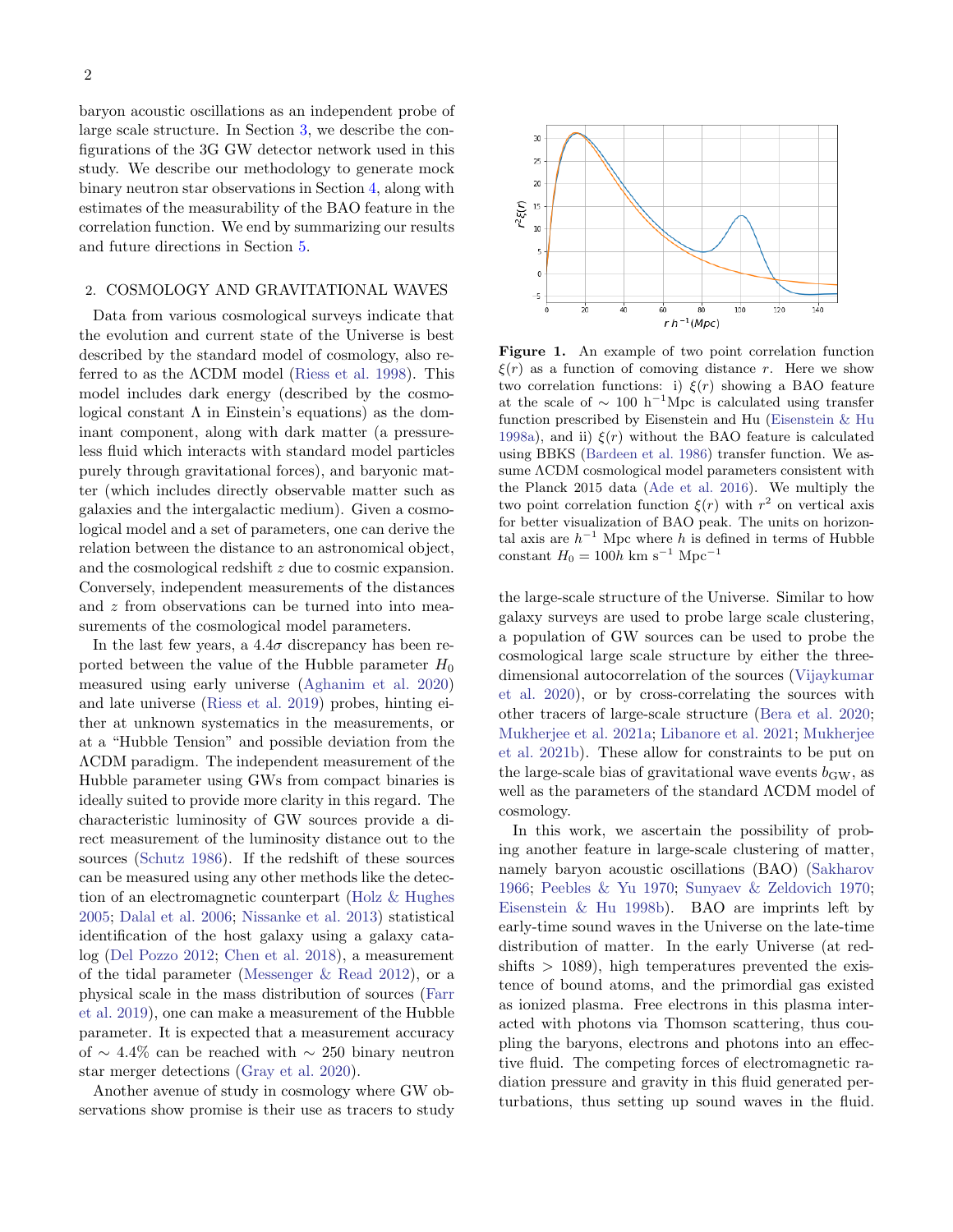baryon acoustic oscillations as an independent probe of large scale structure. In Section 3, we describe the configurations of the 3G GW detector network used in this study. We describe our methodology to generate mock binary neutron star observations in Section 4, along with estimates of the measurability of the BAO feature in the correlation function. We end by summarizing our results and future directions in Section 5.

## 2. COSMOLOGY AND GRAVITATIONAL WAVES

Data from various cosmological surveys indicate that the evolution and current state of the Universe is best described by the standard model of cosmology, also referred to as the ΛCDM model (Riess et al. 1998). This model includes dark energy (described by the cosmological constant Λ in Einstein's equations) as the dominant component, along with dark matter (a pressureless fluid which interacts with standard model particles purely through gravitational forces), and baryonic matter (which includes directly observable matter such as galaxies and the intergalactic medium). Given a cosmological model and a set of parameters, one can derive the relation between the distance to an astronomical object, and the cosmological redshift $z$ due to cosmic expansion. Conversely, independent measurements of the distances and $z$ from observations can be turned into into measurements of the cosmological model parameters.

In the last few years, a $4.4\sigma$ discrepancy has been reported between the value of the Hubble parameter $H_0$ measured using early universe (Aghanim et al. 2020) and late universe (Riess et al. 2019) probes, hinting either at unknown systematics in the measurements, or at a "Hubble Tension" and possible deviation from the ΛCDM paradigm. The independent measurement of the Hubble parameter using GWs from compact binaries is ideally suited to provide more clarity in this regard. The characteristic luminosity of GW sources provide a direct measurement of the luminosity distance out to the sources (Schutz 1986). If the redshift of these sources can be measured using any other methods like the detection of an electromagnetic counterpart (Holz & Hughes 2005; Dalal et al. 2006; Nissanke et al. 2013) statistical identification of the host galaxy using a galaxy catalog (Del Pozzo 2012; Chen et al. 2018), a measurement of the tidal parameter (Messenger & Read 2012), or a physical scale in the mass distribution of sources (Farr et al. 2019), one can make a measurement of the Hubble parameter. It is expected that a measurement accuracy of $\sim 4.4\%$ can be reached with $\sim 250$ binary neutron star merger detections (Gray et al. 2020).

Another avenue of study in cosmology where GW observations show promise is their use as tracers to study the large-scale structure of the Universe. Similar to how galaxy surveys are used to probe large scale clustering, a population of GW sources can be used to probe the cosmological large scale structure by either the three-dimensional autocorrelation of the sources (Vijaykumar et al. 2020), or by cross-correlating the sources with other tracers of large-scale structure (Bera et al. 2020; Mukherjee et al. 2021a; Libanore et al. 2021; Mukherjee et al. 2021b). These allow for constraints to be put on the large-scale bias of gravitational wave events $b_{\mathrm{GW}}$, as well as the parameters of the standard ΛCDM model of cosmology.

**Figure 1.** An example of two point correlation function $\xi(r)$ as a function of comoving distance $r$. Here we show two correlation functions: i) $\xi(r)$ showing a BAO feature at the scale of $\sim 100$ h$^{-1}$Mpc is calculated using transfer function prescribed by Eisenstein and Hu (Eisenstein & Hu 1998a), and ii) $\xi(r)$ without the BAO feature is calculated using BBKS (Bardeen et al. 1986) transfer function. We assume ΛCDM cosmological model parameters consistent with the Planck 2015 data (Ade et al. 2016). We multiply the two point correlation function $\xi(r)$ with $r^2$ on vertical axis for better visualization of BAO peak. The units on horizontal axis are $h^{-1}$ Mpc where $h$ is defined in terms of Hubble constant $H_0 = 100h$ km s$^{-1}$ Mpc$^{-1}$

In this work, we ascertain the possibility of probing another feature in large-scale clustering of matter, namely baryon acoustic oscillations (BAO) (Sakharov 1966; Peebles & Yu 1970; Sunyaev & Zeldovich 1970; Eisenstein & Hu 1998b). BAO are imprints left by early-time sound waves in the Universe on the late-time distribution of matter. In the early Universe (at redshifts $> 1089$), high temperatures prevented the existence of bound atoms, and the primordial gas existed as ionized plasma. Free electrons in this plasma interacted with photons via Thomson scattering, thus coupling the baryons, electrons and photons into an effective fluid. The competing forces of electromagnetic radiation pressure and gravity in this fluid generated perturbations, thus setting up sound waves in the fluid.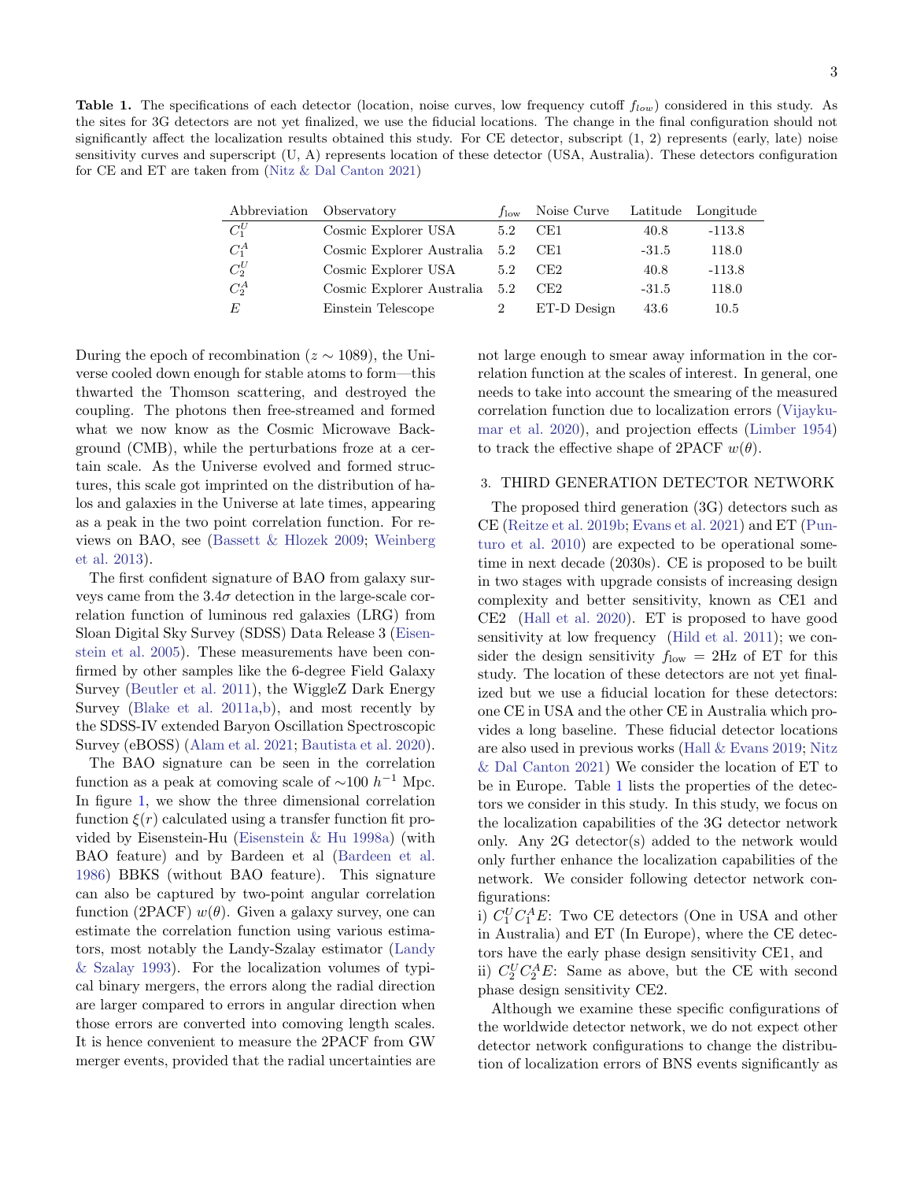**Table 1.** The specifications of each detector (location, noise curves, low frequency cutoff $f_{low}$) considered in this study. As the sites for 3G detectors are not yet finalized, we use the fiducial locations. The change in the final configuration should not significantly affect the localization results obtained this study. For CE detector, subscript (1, 2) represents (early, late) noise sensitivity curves and superscript (U, A) represents location of these detector (USA, Australia). These detectors configuration for CE and ET are taken from (Nitz & Dal Canton 2021)

| Abbreviation | Observatory | $f_{\rm low}$ | Noise Curve | Latitude | Longitude |
|---|---|---|---|---|---|
| $C_1^U$ | Cosmic Explorer USA | 5.2 | CE1 | 40.8 | -113.8 |
| $C_1^A$ | Cosmic Explorer Australia | 5.2 | CE1 | -31.5 | 118.0 |
| $C_2^U$ | Cosmic Explorer USA | 5.2 | CE2 | 40.8 | -113.8 |
| $C_2^A$ | Cosmic Explorer Australia | 5.2 | CE2 | -31.5 | 118.0 |
| $E$ | Einstein Telescope | 2 | ET-D Design | 43.6 | 10.5 |

During the epoch of recombination ($z \sim 1089$), the Universe cooled down enough for stable atoms to form—this thwarted the Thomson scattering, and destroyed the coupling. The photons then free-streamed and formed what we now know as the Cosmic Microwave Background (CMB), while the perturbations froze at a certain scale. As the Universe evolved and formed structures, this scale got imprinted on the distribution of halos and galaxies in the Universe at late times, appearing as a peak in the two point correlation function. For reviews on BAO, see (Bassett & Hlozek 2009; Weinberg et al. 2013).

The first confident signature of BAO from galaxy surveys came from the $3.4\sigma$ detection in the large-scale correlation function of luminous red galaxies (LRG) from Sloan Digital Sky Survey (SDSS) Data Release 3 (Eisenstein et al. 2005). These measurements have been confirmed by other samples like the 6-degree Field Galaxy Survey (Beutler et al. 2011), the WiggleZ Dark Energy Survey (Blake et al. 2011a,b), and most recently by the SDSS-IV extended Baryon Oscillation Spectroscopic Survey (eBOSS) (Alam et al. 2021; Bautista et al. 2020).

The BAO signature can be seen in the correlation function as a peak at comoving scale of $\sim$100 $h^{-1}$ Mpc. In figure 1, we show the three dimensional correlation function $\xi(r)$ calculated using a transfer function fit provided by Eisenstein-Hu (Eisenstein & Hu 1998a) (with BAO feature) and by Bardeen et al (Bardeen et al. 1986) BBKS (without BAO feature). This signature can also be captured by two-point angular correlation function (2PACF) $w(\theta)$. Given a galaxy survey, one can estimate the correlation function using various estimators, most notably the Landy-Szalay estimator (Landy & Szalay 1993). For the localization volumes of typical binary mergers, the errors along the radial direction are larger compared to errors in angular direction when those errors are converted into comoving length scales. It is hence convenient to measure the 2PACF from GW merger events, provided that the radial uncertainties are not large enough to smear away information in the correlation function at the scales of interest. In general, one needs to take into account the smearing of the measured correlation function due to localization errors (Vijaykumar et al. 2020), and projection effects (Limber 1954) to track the effective shape of 2PACF $w(\theta)$.

## 3. THIRD GENERATION DETECTOR NETWORK

The proposed third generation (3G) detectors such as CE (Reitze et al. 2019b; Evans et al. 2021) and ET (Punturo et al. 2010) are expected to be operational sometime in next decade (2030s). CE is proposed to be built in two stages with upgrade consists of increasing design complexity and better sensitivity, known as CE1 and CE2 (Hall et al. 2020). ET is proposed to have good sensitivity at low frequency (Hild et al. 2011); we consider the design sensitivity $f_{\rm low}$ = 2Hz of ET for this study. The location of these detectors are not yet finalized but we use a fiducial location for these detectors: one CE in USA and the other CE in Australia which provides a long baseline. These fiducial detector locations are also used in previous works (Hall & Evans 2019; Nitz & Dal Canton 2021) We consider the location of ET to be in Europe. Table 1 lists the properties of the detectors we consider in this study. In this study, we focus on the localization capabilities of the 3G detector network only. Any 2G detector(s) added to the network would only further enhance the localization capabilities of the network. We consider following detector network configurations:

i) $C_1^U C_1^A E$: Two CE detectors (One in USA and other in Australia) and ET (In Europe), where the CE detectors have the early phase design sensitivity CE1, and

ii) $C_2^U C_2^A E$: Same as above, but the CE with second phase design sensitivity CE2.

Although we examine these specific configurations of the worldwide detector network, we do not expect other detector network configurations to change the distribution of localization errors of BNS events significantly as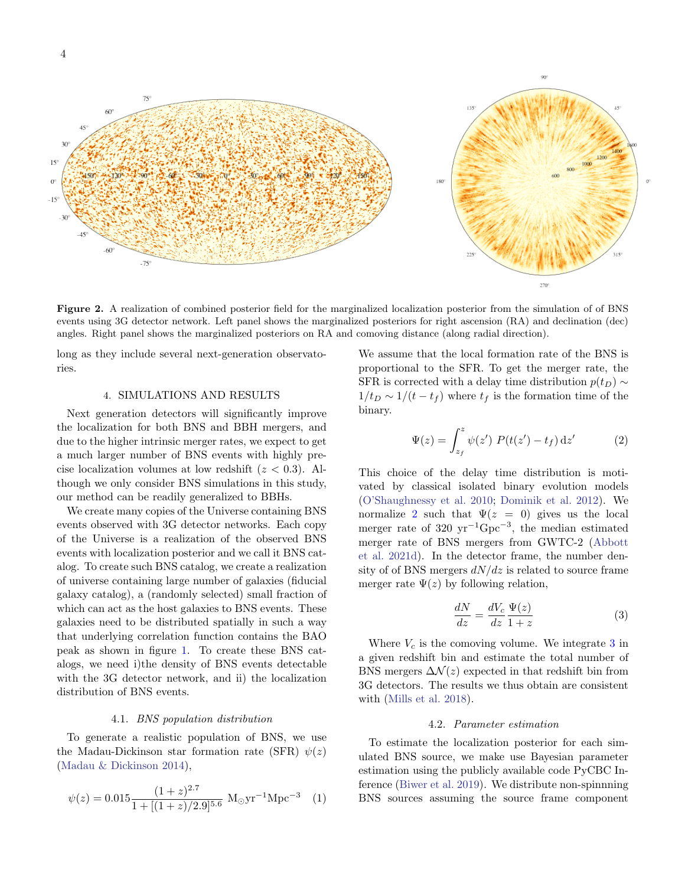**Figure 2.** A realization of combined posterior field for the marginalized localization posterior from the simulation of of BNS events using 3G detector network. Left panel shows the marginalized posteriors for right ascension (RA) and declination (dec) angles. Right panel shows the marginalized posteriors on RA and comoving distance (along radial direction).

long as they include several next-generation observatories.

## 4. SIMULATIONS AND RESULTS

Next generation detectors will significantly improve the localization for both BNS and BBH mergers, and due to the higher intrinsic merger rates, we expect to get a much larger number of BNS events with highly precise localization volumes at low redshift ($z < 0.3$). Although we only consider BNS simulations in this study, our method can be readily generalized to BBHs.

We create many copies of the Universe containing BNS events observed with 3G detector networks. Each copy of the Universe is a realization of the observed BNS events with localization posterior and we call it BNS catalog. To create such BNS catalog, we create a realization of universe containing large number of galaxies (fiducial galaxy catalog), a (randomly selected) small fraction of which can act as the host galaxies to BNS events. These galaxies need to be distributed spatially in such a way that underlying correlation function contains the BAO peak as shown in figure 1. To create these BNS catalogs, we need i)the density of BNS events detectable with the 3G detector network, and ii) the localization distribution of BNS events.

### 4.1. *BNS population distribution*

To generate a realistic population of BNS, we use the Madau-Dickinson star formation rate (SFR) $\psi(z)$ (Madau & Dickinson 2014),

$$\psi(z) = 0.015 \frac{(1+z)^{2.7}}{1 + [(1+z)/2.9]^{5.6}} \ \mathrm{M_\odot yr^{-1} Mpc^{-3}} \quad (1)$$

We assume that the local formation rate of the BNS is proportional to the SFR. To get the merger rate, the SFR is corrected with a delay time distribution $p(t_D) \sim 1/t_D \sim 1/(t - t_f)$ where $t_f$ is the formation time of the binary.

$$\Psi(z) = \int_{z_f}^{z} \psi(z') \ P(t(z') - t_f) \, \mathrm{d}z' \quad (2)$$

This choice of the delay time distribution is motivated by classical isolated binary evolution models (O'Shaughnessy et al. 2010; Dominik et al. 2012). We normalize 2 such that $\Psi(z = 0)$ gives us the local merger rate of 320 $\mathrm{yr^{-1} Gpc^{-3}}$, the median estimated merger rate of BNS mergers from GWTC-2 (Abbott et al. 2021d). In the detector frame, the number density of of BNS mergers $dN/dz$ is related to source frame merger rate $\Psi(z)$ by following relation,

$$\frac{dN}{dz} = \frac{dV_c}{dz} \frac{\Psi(z)}{1+z} \quad (3)$$

Where $V_c$ is the comoving volume. We integrate 3 in a given redshift bin and estimate the total number of BNS mergers $\Delta\mathcal{N}(z)$ expected in that redshift bin from 3G detectors. The results we thus obtain are consistent with (Mills et al. 2018).

### 4.2. *Parameter estimation*

To estimate the localization posterior for each simulated BNS source, we make use Bayesian parameter estimation using the publicly available code PyCBC Inference (Biwer et al. 2019). We distribute non-spinnning BNS sources assuming the source frame component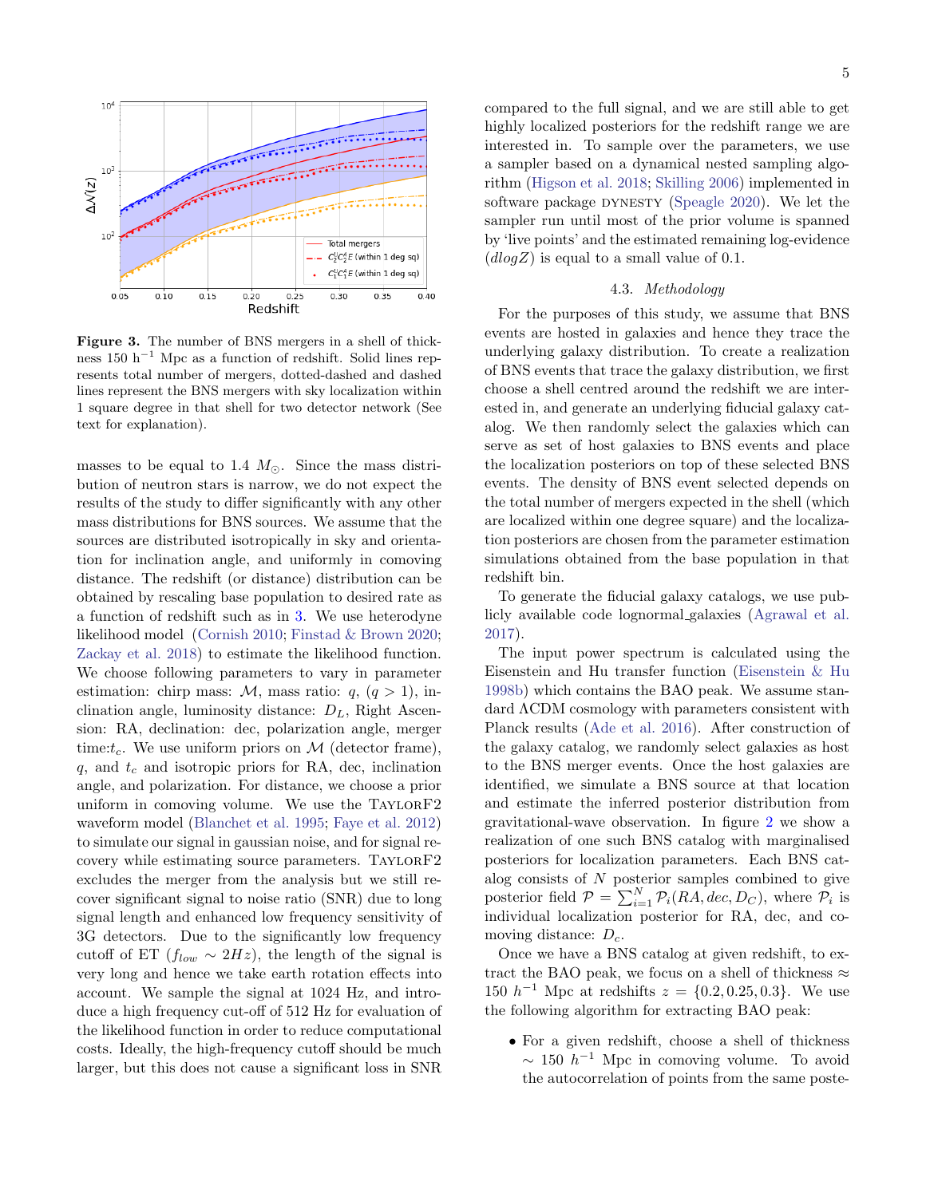**Figure 3.** The number of BNS mergers in a shell of thickness 150 h$^{-1}$ Mpc as a function of redshift. Solid lines represents total number of mergers, dotted-dashed and dashed lines represent the BNS mergers with sky localization within 1 square degree in that shell for two detector network (See text for explanation).

masses to be equal to 1.4 $M_\odot$. Since the mass distribution of neutron stars is narrow, we do not expect the results of the study to differ significantly with any other mass distributions for BNS sources. We assume that the sources are distributed isotropically in sky and orientation for inclination angle, and uniformly in comoving distance. The redshift (or distance) distribution can be obtained by rescaling base population to desired rate as a function of redshift such as in 3. We use heterodyne likelihood model (Cornish 2010; Finstad & Brown 2020; Zackay et al. 2018) to estimate the likelihood function. We choose following parameters to vary in parameter estimation: chirp mass: $\mathcal{M}$, mass ratio: $q$, $(q > 1)$, inclination angle, luminosity distance: $D_L$, Right Ascension: RA, declination: dec, polarization angle, merger time:$t_c$. We use uniform priors on $\mathcal{M}$ (detector frame), $q$, and $t_c$ and isotropic priors for RA, dec, inclination angle, and polarization. For distance, we choose a prior uniform in comoving volume. We use the TaylorF2 waveform model (Blanchet et al. 1995; Faye et al. 2012) to simulate our signal in gaussian noise, and for signal recovery while estimating source parameters. TaylorF2 excludes the merger from the analysis but we still recover significant signal to noise ratio (SNR) due to long signal length and enhanced low frequency sensitivity of 3G detectors. Due to the significantly low frequency cutoff of ET ($f_{low} \sim 2Hz$), the length of the signal is very long and hence we take earth rotation effects into account. We sample the signal at 1024 Hz, and introduce a high frequency cut-off of 512 Hz for evaluation of the likelihood function in order to reduce computational costs. Ideally, the high-frequency cutoff should be much larger, but this does not cause a significant loss in SNR compared to the full signal, and we are still able to get highly localized posteriors for the redshift range we are interested in. To sample over the parameters, we use a sampler based on a dynamical nested sampling algorithm (Higson et al. 2018; Skilling 2006) implemented in software package DYNESTY (Speagle 2020). We let the sampler run until most of the prior volume is spanned by 'live points' and the estimated remaining log-evidence ($dlogZ$) is equal to a small value of 0.1.

### 4.3. *Methodology*

For the purposes of this study, we assume that BNS events are hosted in galaxies and hence they trace the underlying galaxy distribution. To create a realization of BNS events that trace the galaxy distribution, we first choose a shell centred around the redshift we are interested in, and generate an underlying fiducial galaxy catalog. We then randomly select the galaxies which can serve as set of host galaxies to BNS events and place the localization posteriors on top of these selected BNS events. The density of BNS event selected depends on the total number of mergers expected in the shell (which are localized within one degree square) and the localization posteriors are chosen from the parameter estimation simulations obtained from the base population in that redshift bin.

To generate the fiducial galaxy catalogs, we use publicly available code lognormal_galaxies (Agrawal et al. 2017).

The input power spectrum is calculated using the Eisenstein and Hu transfer function (Eisenstein & Hu 1998b) which contains the BAO peak. We assume standard ΛCDM cosmology with parameters consistent with Planck results (Ade et al. 2016). After construction of the galaxy catalog, we randomly select galaxies as host to the BNS merger events. Once the host galaxies are identified, we simulate a BNS source at that location and estimate the inferred posterior distribution from gravitational-wave observation. In figure 2 we show a realization of one such BNS catalog with marginalised posteriors for localization parameters. Each BNS catalog consists of $N$ posterior samples combined to give posterior field $\mathcal{P} = \sum_{i=1}^{N} \mathcal{P}_i(RA, dec, D_C)$, where $\mathcal{P}_i$ is individual localization posterior for RA, dec, and comoving distance: $D_c$.

Once we have a BNS catalog at given redshift, to extract the BAO peak, we focus on a shell of thickness $\approx$ 150 $h^{-1}$ Mpc at redshifts $z = \{0.2, 0.25, 0.3\}$. We use the following algorithm for extracting BAO peak:

- For a given redshift, choose a shell of thickness $\sim$ 150 $h^{-1}$ Mpc in comoving volume. To avoid the autocorrelation of points from the same poste-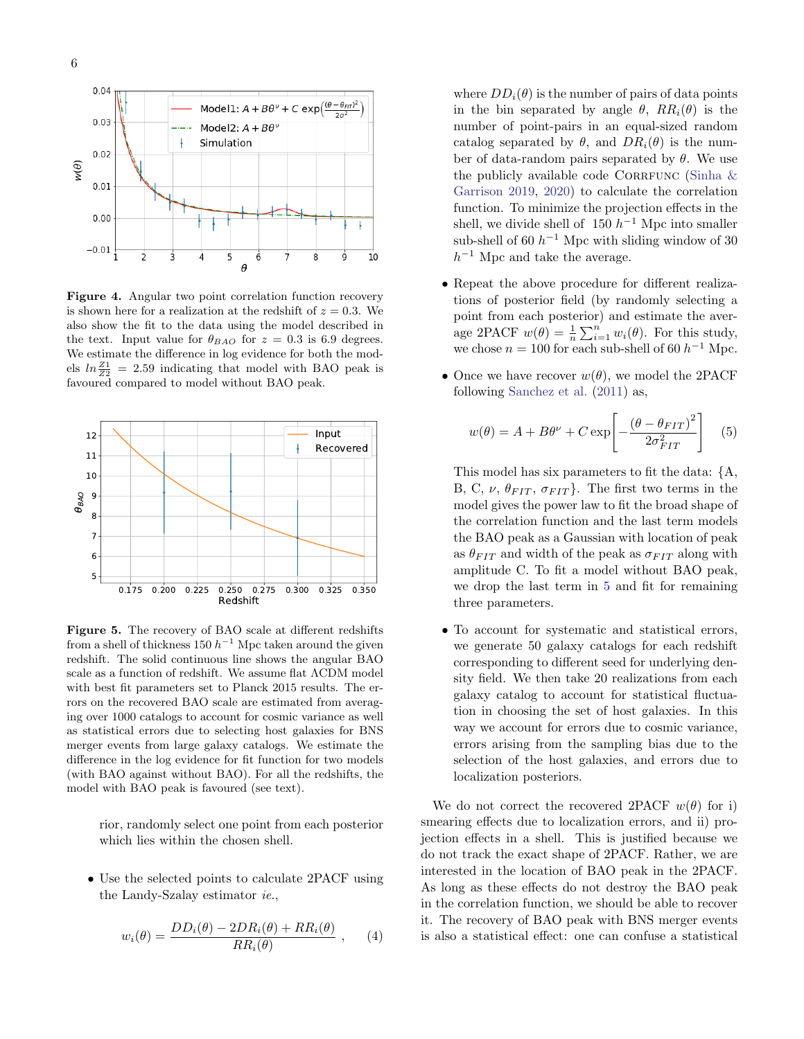**Figure 4.** Angular two point correlation function recovery is shown here for a realization at the redshift of $z = 0.3$. We also show the fit to the data using the model described in the text. Input value for $\theta_{BAO}$ for $z = 0.3$ is 6.9 degrees. We estimate the difference in log evidence for both the models $ln\frac{Z1}{Z2} = 2.59$ indicating that model with BAO peak is favoured compared to model without BAO peak.

**Figure 5.** The recovery of BAO scale at different redshifts from a shell of thickness 150 $h^{-1}$ Mpc taken around the given redshift. The solid continuous line shows the angular BAO scale as a function of redshift. We assume flat ΛCDM model with best fit parameters set to Planck 2015 results. The errors on the recovered BAO scale are estimated from averaging over 1000 catalogs to account for cosmic variance as well as statistical errors due to selecting host galaxies for BNS merger events from large galaxy catalogs. We estimate the difference in the log evidence for fit function for two models (with BAO against without BAO). For all the redshifts, the model with BAO peak is favoured (see text).

rior, randomly select one point from each posterior which lies within the chosen shell.

- Use the selected points to calculate 2PACF using the Landy-Szalay estimator *ie.*,

$$w_i(\theta) = \frac{DD_i(\theta) - 2DR_i(\theta) + RR_i(\theta)}{RR_i(\theta)} \ , \qquad (4)$$

where $DD_i(\theta)$ is the number of pairs of data points in the bin separated by angle $\theta$, $RR_i(\theta)$ is the number of point-pairs in an equal-sized random catalog separated by $\theta$, and $DR_i(\theta)$ is the number of data-random pairs separated by $\theta$. We use the publicly available code Corrfunc (Sinha & Garrison 2019, 2020) to calculate the correlation function. To minimize the projection effects in the shell, we divide shell of 150 $h^{-1}$ Mpc into smaller sub-shell of 60 $h^{-1}$ Mpc with sliding window of 30 $h^{-1}$ Mpc and take the average.

- Repeat the above procedure for different realizations of posterior field (by randomly selecting a point from each posterior) and estimate the average 2PACF $w(\theta) = \frac{1}{n}\sum_{i=1}^{n} w_i(\theta)$. For this study, we chose $n = 100$ for each sub-shell of 60 $h^{-1}$ Mpc.

- Once we have recover $w(\theta)$, we model the 2PACF following Sanchez et al. (2011) as,

$$w(\theta) = A + B\theta^{\nu} + C \exp\left[-\frac{(\theta - \theta_{FIT})^2}{2\sigma_{FIT}^2}\right] \qquad (5)$$

This model has six parameters to fit the data: {A, B, C, $\nu$, $\theta_{FIT}$, $\sigma_{FIT}$}. The first two terms in the model gives the power law to fit the broad shape of the correlation function and the last term models the BAO peak as a Gaussian with location of peak as $\theta_{FIT}$ and width of the peak as $\sigma_{FIT}$ along with amplitude C. To fit a model without BAO peak, we drop the last term in 5 and fit for remaining three parameters.

- To account for systematic and statistical errors, we generate 50 galaxy catalogs for each redshift corresponding to different seed for underlying density field. We then take 20 realizations from each galaxy catalog to account for statistical fluctuation in choosing the set of host galaxies. In this way we account for errors due to cosmic variance, errors arising from the sampling bias due to the selection of the host galaxies, and errors due to localization posteriors.

We do not correct the recovered 2PACF $w(\theta)$ for i) smearing effects due to localization errors, and ii) projection effects in a shell. This is justified because we do not track the exact shape of 2PACF. Rather, we are interested in the location of BAO peak in the 2PACF. As long as these effects do not destroy the BAO peak in the correlation function, we should be able to recover it. The recovery of BAO peak with BNS merger events is also a statistical effect: one can confuse a statistical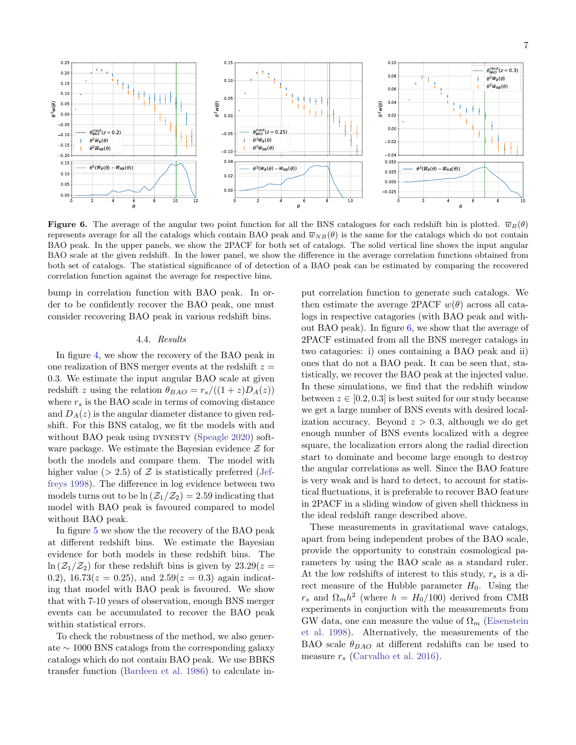**Figure 6.** The average of the angular two point function for all the BNS catalogues for each redshift bin is plotted. $\overline{w}_B(\theta)$ represents average for all the catalogs which contain BAO peak and $\overline{w}_{NB}(\theta)$ is the same for the catalogs which do not contain BAO peak. In the upper panels, we show the 2PACF for both set of catalogs. The solid vertical line shows the input angular BAO scale at the given redshift. In the lower panel, we show the difference in the average correlation functions obtained from both set of catalogs. The statistical significance of of detection of a BAO peak can be estimated by comparing the recovered correlation function against the average for respective bins.

bump in correlation function with BAO peak. In order to be confidently recover the BAO peak, one must consider recovering BAO peak in various redshift bins.

### 4.4. *Results*

In figure 4, we show the recovery of the BAO peak in one realization of BNS merger events at the redshift $z = 0.3$. We estimate the input angular BAO scale at given redshift $z$ using the relation $\theta_{BAO} = r_s/((1+z)D_A(z))$ where $r_s$ is the BAO scale in terms of comoving distance and $D_A(z)$ is the angular diameter distance to given redshift. For this BNS catalog, we fit the models with and without BAO peak using DYNESTY (Speagle 2020) software package. We estimate the Bayesian evidence $\mathcal{Z}$ for both the models and compare them. The model with higher value ($> 2.5$) of $\mathcal{Z}$ is statistically preferred (Jeffreys 1998). The difference in log evidence between two models turns out to be $\ln(\mathcal{Z}_1/\mathcal{Z}_2) = 2.59$ indicating that model with BAO peak is favoured compared to model without BAO peak.

In figure 5 we show the the recovery of the BAO peak at different redshift bins. We estimate the Bayesian evidence for both models in these redshift bins. The $\ln(\mathcal{Z}_1/\mathcal{Z}_2)$ for these redshift bins is given by $23.29 (z = 0.2)$, $16.73 (z = 0.25)$, and $2.59 (z = 0.3)$ again indicating that model with BAO peak is favoured. We show that with 7-10 years of observation, enough BNS merger events can be accumulated to recover the BAO peak within statistical errors.

To check the robustness of the method, we also generate $\sim 1000$ BNS catalogs from the corresponding galaxy catalogs which do not contain BAO peak. We use BBKS transfer function (Bardeen et al. 1986) to calculate input correlation function to generate such catalogs. We then estimate the average 2PACF $w(\theta)$ across all catalogs in respective catagories (with BAO peak and without BAO peak). In figure 6, we show that the average of 2PACF estimated from all the BNS mereger catalogs in two catagories: i) ones containing a BAO peak and ii) ones that do not a BAO peak. It can be seen that, statistically, we recover the BAO peak at the injected value. In these simulations, we find that the redshift window between $z \in [0.2, 0.3]$ is best suited for our study because we get a large number of BNS events with desired localization accuracy. Beyond $z > 0.3$, although we do get enough number of BNS events localized with a degree square, the localization errors along the radial direction start to dominate and become large enough to destroy the angular correlations as well. Since the BAO feature is very weak and is hard to detect, to account for statistical fluctuations, it is preferable to recover BAO feature in 2PACF in a sliding window of given shell thickness in the ideal redshift range described above.

These measurements in gravitational wave catalogs, apart from being independent probes of the BAO scale, provide the opportunity to constrain cosmological parameters by using the BAO scale as a standard ruler. At the low redshifts of interest to this study, $r_s$ is a direct measure of the Hubble parameter $H_0$. Using the $r_s$ and $\Omega_m h^2$ (where $h = H_0/100$) derived from CMB experiments in conjuction with the measurements from GW data, one can measure the value of $\Omega_m$ (Eisenstein et al. 1998). Alternatively, the measurements of the BAO scale $\theta_{BAO}$ at different redshifts can be used to measure $r_s$ (Carvalho et al. 2016).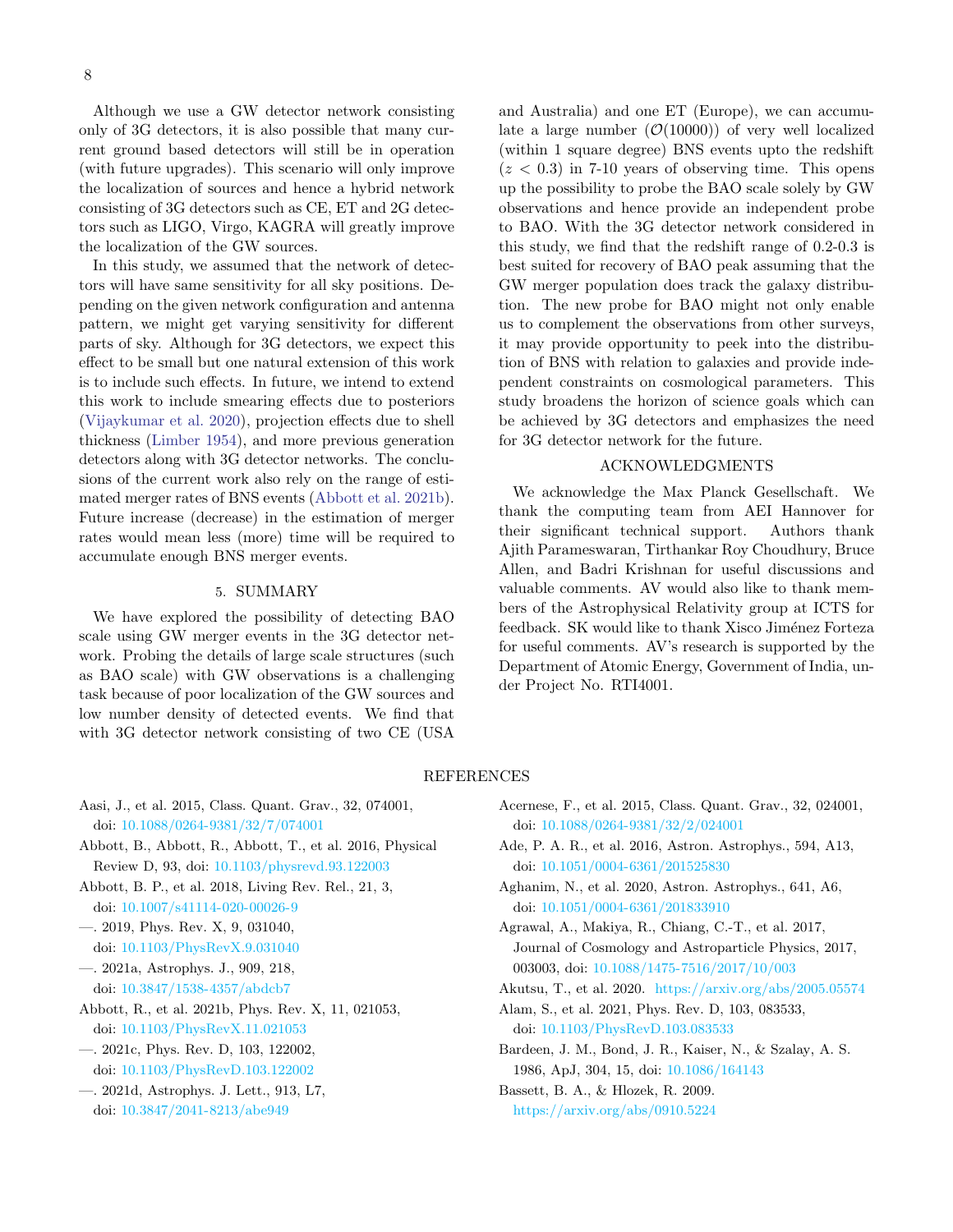Although we use a GW detector network consisting only of 3G detectors, it is also possible that many current ground based detectors will still be in operation (with future upgrades). This scenario will only improve the localization of sources and hence a hybrid network consisting of 3G detectors such as CE, ET and 2G detectors such as LIGO, Virgo, KAGRA will greatly improve the localization of the GW sources.

In this study, we assumed that the network of detectors will have same sensitivity for all sky positions. Depending on the given network configuration and antenna pattern, we might get varying sensitivity for different parts of sky. Although for 3G detectors, we expect this effect to be small but one natural extension of this work is to include such effects. In future, we intend to extend this work to include smearing effects due to posteriors (Vijaykumar et al. 2020), projection effects due to shell thickness (Limber 1954), and more previous generation detectors along with 3G detector networks. The conclusions of the current work also rely on the range of estimated merger rates of BNS events (Abbott et al. 2021b). Future increase (decrease) in the estimation of merger rates would mean less (more) time will be required to accumulate enough BNS merger events.

## 5. SUMMARY

We have explored the possibility of detecting BAO scale using GW merger events in the 3G detector network. Probing the details of large scale structures (such as BAO scale) with GW observations is a challenging task because of poor localization of the GW sources and low number density of detected events. We find that with 3G detector network consisting of two CE (USA and Australia) and one ET (Europe), we can accumulate a large number ($\mathcal{O}(10000)$) of very well localized (within 1 square degree) BNS events upto the redshift ($z < 0.3$) in 7-10 years of observing time. This opens up the possibility to probe the BAO scale solely by GW observations and hence provide an independent probe to BAO. With the 3G detector network considered in this study, we find that the redshift range of 0.2-0.3 is best suited for recovery of BAO peak assuming that the GW merger population does track the galaxy distribution. The new probe for BAO might not only enable us to complement the observations from other surveys, it may provide opportunity to peek into the distribution of BNS with relation to galaxies and provide independent constraints on cosmological parameters. This study broadens the horizon of science goals which can be achieved by 3G detectors and emphasizes the need for 3G detector network for the future.

## ACKNOWLEDGMENTS

We acknowledge the Max Planck Gesellschaft. We thank the computing team from AEI Hannover for their significant technical support. Authors thank Ajith Parameswaran, Tirthankar Roy Choudhury, Bruce Allen, and Badri Krishnan for useful discussions and valuable comments. AV would also like to thank members of the Astrophysical Relativity group at ICTS for feedback. SK would like to thank Xisco Jiménez Forteza for useful comments. AV's research is supported by the Department of Atomic Energy, Government of India, under Project No. RTI4001.

## REFERENCES

Aasi, J., et al. 2015, Class. Quant. Grav., 32, 074001, doi: 10.1088/0264-9381/32/7/074001

Abbott, B., Abbott, R., Abbott, T., et al. 2016, Physical Review D, 93, doi: 10.1103/physrevd.93.122003

Abbott, B. P., et al. 2018, Living Rev. Rel., 21, 3, doi: 10.1007/s41114-020-00026-9

—. 2019, Phys. Rev. X, 9, 031040, doi: 10.1103/PhysRevX.9.031040

—. 2021a, Astrophys. J., 909, 218, doi: 10.3847/1538-4357/abdcb7

Abbott, R., et al. 2021b, Phys. Rev. X, 11, 021053, doi: 10.1103/PhysRevX.11.021053

—. 2021c, Phys. Rev. D, 103, 122002, doi: 10.1103/PhysRevD.103.122002

—. 2021d, Astrophys. J. Lett., 913, L7, doi: 10.3847/2041-8213/abe949

Acernese, F., et al. 2015, Class. Quant. Grav., 32, 024001, doi: 10.1088/0264-9381/32/2/024001

Ade, P. A. R., et al. 2016, Astron. Astrophys., 594, A13, doi: 10.1051/0004-6361/201525830

Aghanim, N., et al. 2020, Astron. Astrophys., 641, A6, doi: 10.1051/0004-6361/201833910

Agrawal, A., Makiya, R., Chiang, C.-T., et al. 2017, Journal of Cosmology and Astroparticle Physics, 2017, 003003, doi: 10.1088/1475-7516/2017/10/003

Akutsu, T., et al. 2020. https://arxiv.org/abs/2005.05574

Alam, S., et al. 2021, Phys. Rev. D, 103, 083533, doi: 10.1103/PhysRevD.103.083533

Bardeen, J. M., Bond, J. R., Kaiser, N., & Szalay, A. S. 1986, ApJ, 304, 15, doi: 10.1086/164143

Bassett, B. A., & Hlozek, R. 2009. https://arxiv.org/abs/0910.5224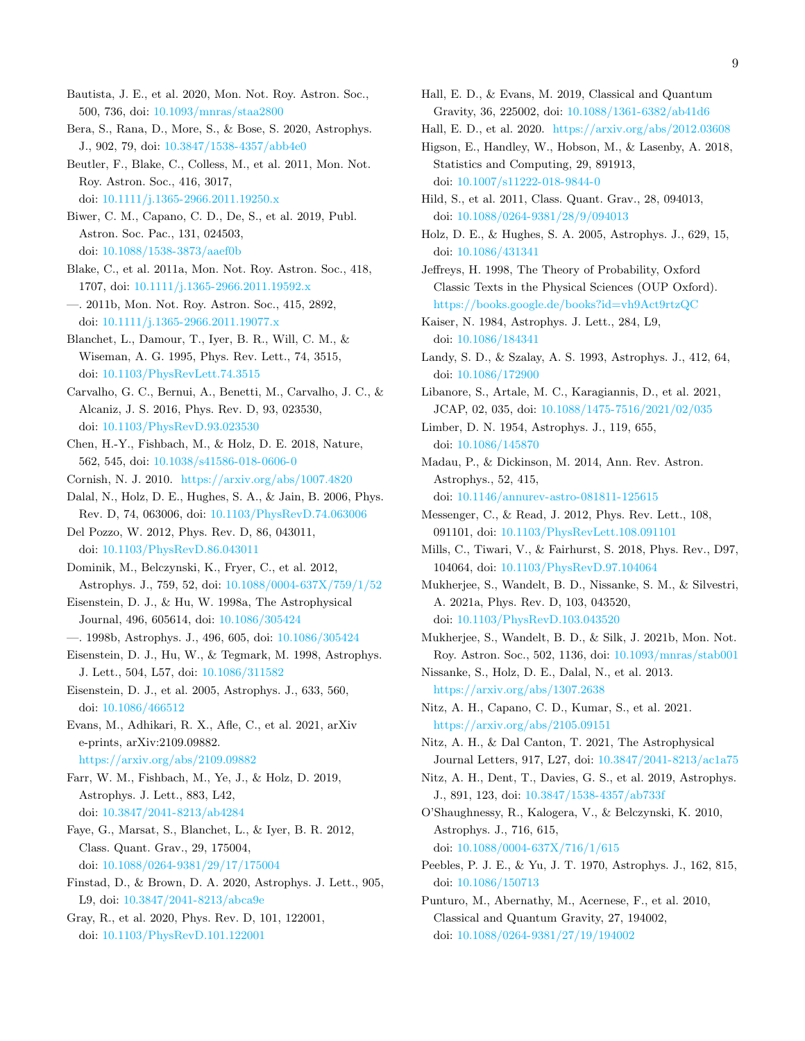Bautista, J. E., et al. 2020, Mon. Not. Roy. Astron. Soc., 500, 736, doi: 10.1093/mnras/staa2800

Bera, S., Rana, D., More, S., & Bose, S. 2020, Astrophys. J., 902, 79, doi: 10.3847/1538-4357/abb4e0

Beutler, F., Blake, C., Colless, M., et al. 2011, Mon. Not. Roy. Astron. Soc., 416, 3017, doi: 10.1111/j.1365-2966.2011.19250.x

Biwer, C. M., Capano, C. D., De, S., et al. 2019, Publ. Astron. Soc. Pac., 131, 024503, doi: 10.1088/1538-3873/aaef0b

Blake, C., et al. 2011a, Mon. Not. Roy. Astron. Soc., 418, 1707, doi: 10.1111/j.1365-2966.2011.19592.x

—. 2011b, Mon. Not. Roy. Astron. Soc., 415, 2892, doi: 10.1111/j.1365-2966.2011.19077.x

Blanchet, L., Damour, T., Iyer, B. R., Will, C. M., & Wiseman, A. G. 1995, Phys. Rev. Lett., 74, 3515, doi: 10.1103/PhysRevLett.74.3515

Carvalho, G. C., Bernui, A., Benetti, M., Carvalho, J. C., & Alcaniz, J. S. 2016, Phys. Rev. D, 93, 023530, doi: 10.1103/PhysRevD.93.023530

Chen, H.-Y., Fishbach, M., & Holz, D. E. 2018, Nature, 562, 545, doi: 10.1038/s41586-018-0606-0

Cornish, N. J. 2010. https://arxiv.org/abs/1007.4820

Dalal, N., Holz, D. E., Hughes, S. A., & Jain, B. 2006, Phys. Rev. D, 74, 063006, doi: 10.1103/PhysRevD.74.063006

Del Pozzo, W. 2012, Phys. Rev. D, 86, 043011, doi: 10.1103/PhysRevD.86.043011

Dominik, M., Belczynski, K., Fryer, C., et al. 2012, Astrophys. J., 759, 52, doi: 10.1088/0004-637X/759/1/52

Eisenstein, D. J., & Hu, W. 1998a, The Astrophysical Journal, 496, 605614, doi: 10.1086/305424

—. 1998b, Astrophys. J., 496, 605, doi: 10.1086/305424

Eisenstein, D. J., Hu, W., & Tegmark, M. 1998, Astrophys. J. Lett., 504, L57, doi: 10.1086/311582

Eisenstein, D. J., et al. 2005, Astrophys. J., 633, 560, doi: 10.1086/466512

Evans, M., Adhikari, R. X., Afle, C., et al. 2021, arXiv e-prints, arXiv:2109.09882. https://arxiv.org/abs/2109.09882

Farr, W. M., Fishbach, M., Ye, J., & Holz, D. 2019, Astrophys. J. Lett., 883, L42, doi: 10.3847/2041-8213/ab4284

Faye, G., Marsat, S., Blanchet, L., & Iyer, B. R. 2012, Class. Quant. Grav., 29, 175004, doi: 10.1088/0264-9381/29/17/175004

Finstad, D., & Brown, D. A. 2020, Astrophys. J. Lett., 905, L9, doi: 10.3847/2041-8213/abca9e

Gray, R., et al. 2020, Phys. Rev. D, 101, 122001, doi: 10.1103/PhysRevD.101.122001

Hall, E. D., & Evans, M. 2019, Classical and Quantum Gravity, 36, 225002, doi: 10.1088/1361-6382/ab41d6

Hall, E. D., et al. 2020. https://arxiv.org/abs/2012.03608

Higson, E., Handley, W., Hobson, M., & Lasenby, A. 2018, Statistics and Computing, 29, 891913, doi: 10.1007/s11222-018-9844-0

Hild, S., et al. 2011, Class. Quant. Grav., 28, 094013, doi: 10.1088/0264-9381/28/9/094013

Holz, D. E., & Hughes, S. A. 2005, Astrophys. J., 629, 15, doi: 10.1086/431341

Jeffreys, H. 1998, The Theory of Probability, Oxford Classic Texts in the Physical Sciences (OUP Oxford). https://books.google.de/books?id=vh9Act9rtzQC

Kaiser, N. 1984, Astrophys. J. Lett., 284, L9, doi: 10.1086/184341

Landy, S. D., & Szalay, A. S. 1993, Astrophys. J., 412, 64, doi: 10.1086/172900

Libanore, S., Artale, M. C., Karagiannis, D., et al. 2021, JCAP, 02, 035, doi: 10.1088/1475-7516/2021/02/035

Limber, D. N. 1954, Astrophys. J., 119, 655, doi: 10.1086/145870

Madau, P., & Dickinson, M. 2014, Ann. Rev. Astron. Astrophys., 52, 415, doi: 10.1146/annurev-astro-081811-125615

Messenger, C., & Read, J. 2012, Phys. Rev. Lett., 108, 091101, doi: 10.1103/PhysRevLett.108.091101

Mills, C., Tiwari, V., & Fairhurst, S. 2018, Phys. Rev., D97, 104064, doi: 10.1103/PhysRevD.97.104064

Mukherjee, S., Wandelt, B. D., Nissanke, S. M., & Silvestri, A. 2021a, Phys. Rev. D, 103, 043520, doi: 10.1103/PhysRevD.103.043520

Mukherjee, S., Wandelt, B. D., & Silk, J. 2021b, Mon. Not. Roy. Astron. Soc., 502, 1136, doi: 10.1093/mnras/stab001

Nissanke, S., Holz, D. E., Dalal, N., et al. 2013. https://arxiv.org/abs/1307.2638

Nitz, A. H., Capano, C. D., Kumar, S., et al. 2021. https://arxiv.org/abs/2105.09151

Nitz, A. H., & Dal Canton, T. 2021, The Astrophysical Journal Letters, 917, L27, doi: 10.3847/2041-8213/ac1a75

Nitz, A. H., Dent, T., Davies, G. S., et al. 2019, Astrophys. J., 891, 123, doi: 10.3847/1538-4357/ab733f

O'Shaughnessy, R., Kalogera, V., & Belczynski, K. 2010, Astrophys. J., 716, 615, doi: 10.1088/0004-637X/716/1/615

Peebles, P. J. E., & Yu, J. T. 1970, Astrophys. J., 162, 815, doi: 10.1086/150713

Punturo, M., Abernathy, M., Acernese, F., et al. 2010, Classical and Quantum Gravity, 27, 194002, doi: 10.1088/0264-9381/27/19/194002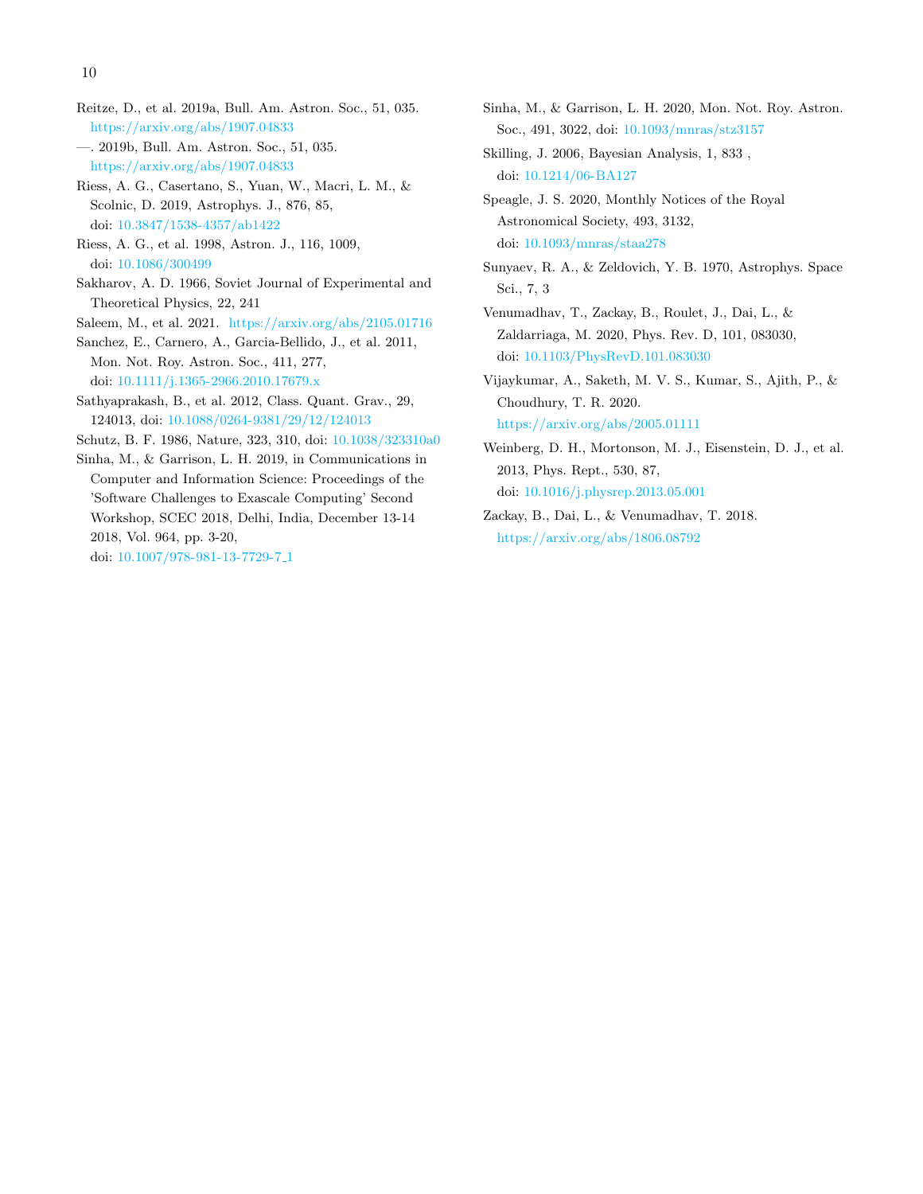Reitze, D., et al. 2019a, Bull. Am. Astron. Soc., 51, 035. https://arxiv.org/abs/1907.04833

—. 2019b, Bull. Am. Astron. Soc., 51, 035. https://arxiv.org/abs/1907.04833

Riess, A. G., Casertano, S., Yuan, W., Macri, L. M., & Scolnic, D. 2019, Astrophys. J., 876, 85, doi: 10.3847/1538-4357/ab1422

Riess, A. G., et al. 1998, Astron. J., 116, 1009, doi: 10.1086/300499

Sakharov, A. D. 1966, Soviet Journal of Experimental and Theoretical Physics, 22, 241

Saleem, M., et al. 2021. https://arxiv.org/abs/2105.01716

Sanchez, E., Carnero, A., Garcia-Bellido, J., et al. 2011, Mon. Not. Roy. Astron. Soc., 411, 277, doi: 10.1111/j.1365-2966.2010.17679.x

Sathyaprakash, B., et al. 2012, Class. Quant. Grav., 29, 124013, doi: 10.1088/0264-9381/29/12/124013

Schutz, B. F. 1986, Nature, 323, 310, doi: 10.1038/323310a0

Sinha, M., & Garrison, L. H. 2019, in Communications in Computer and Information Science: Proceedings of the 'Software Challenges to Exascale Computing' Second Workshop, SCEC 2018, Delhi, India, December 13-14 2018, Vol. 964, pp. 3-20, doi: 10.1007/978-981-13-7729-7_1

Sinha, M., & Garrison, L. H. 2020, Mon. Not. Roy. Astron. Soc., 491, 3022, doi: 10.1093/mnras/stz3157

Skilling, J. 2006, Bayesian Analysis, 1, 833 , doi: 10.1214/06-BA127

Speagle, J. S. 2020, Monthly Notices of the Royal Astronomical Society, 493, 3132, doi: 10.1093/mnras/staa278

Sunyaev, R. A., & Zeldovich, Y. B. 1970, Astrophys. Space Sci., 7, 3

Venumadhav, T., Zackay, B., Roulet, J., Dai, L., & Zaldarriaga, M. 2020, Phys. Rev. D, 101, 083030, doi: 10.1103/PhysRevD.101.083030

Vijaykumar, A., Saketh, M. V. S., Kumar, S., Ajith, P., & Choudhury, T. R. 2020. https://arxiv.org/abs/2005.01111

Weinberg, D. H., Mortonson, M. J., Eisenstein, D. J., et al. 2013, Phys. Rept., 530, 87, doi: 10.1016/j.physrep.2013.05.001

Zackay, B., Dai, L., & Venumadhav, T. 2018. https://arxiv.org/abs/1806.08792